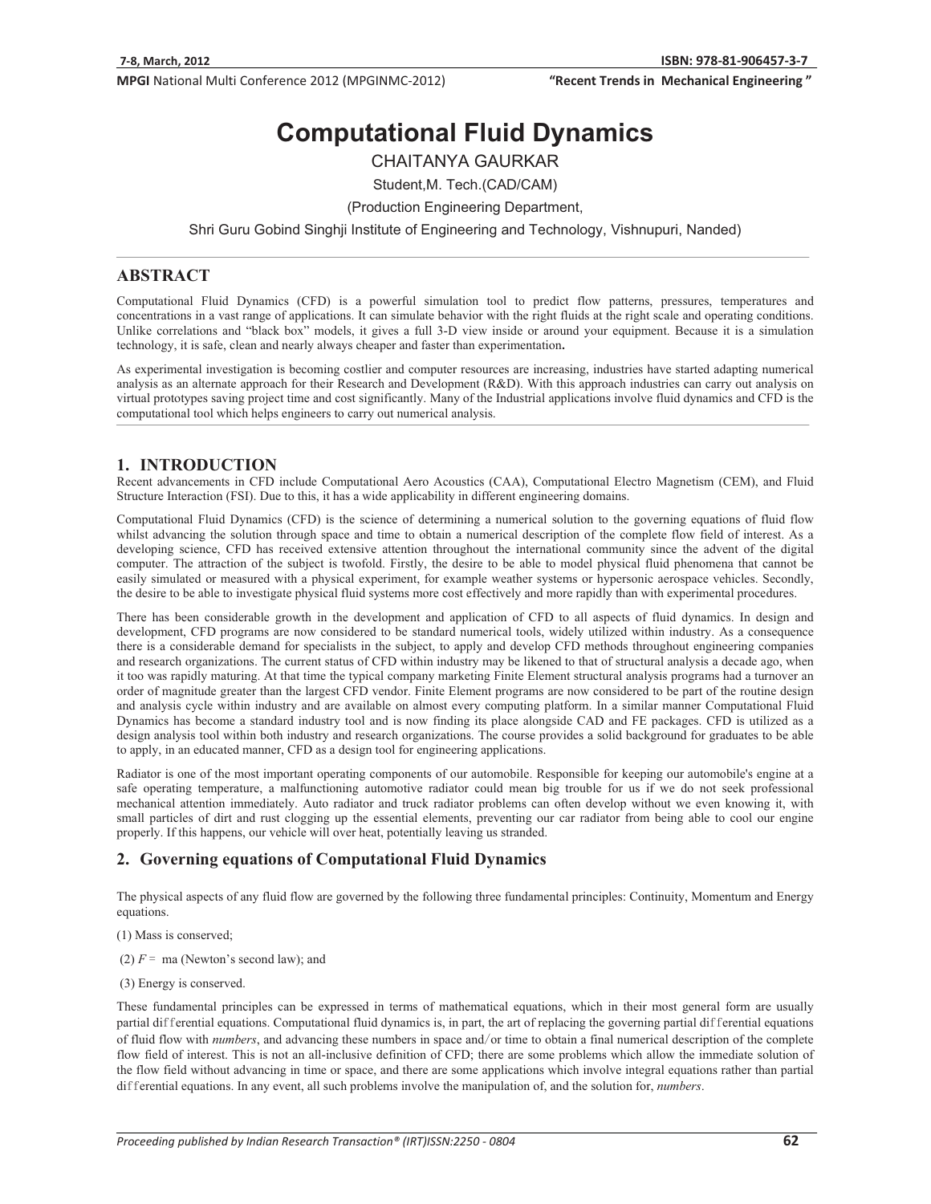# Computational Fluid Dynamics

CHAITANYA GAURKAR

Student,M. Tech.(CAD/CAM)

(Production Engineering Department,

Shri Guru Gobind Singhji Institute of Engineering and Technology, Vishnupuri, Nanded)

## ABSTRACT

Computational Fluid Dynamics (CFD) is a powerful simulation tool to predict flow patterns, pressures, temperatures and concentrations in a vast range of applications. It can simulate behavior with the right fluids at the right scale and operating conditions. Unlike correlations and "black box" models, it gives a full 3-D view inside or around your equipment. Because it is a simulation technology, it is safe, clean and nearly always cheaper and faster than experimentation**.**

As experimental investigation is becoming costlier and computer resources are increasing, industries have started adapting numerical analysis as an alternate approach for their Research and Development (R&D). With this approach industries can carry out analysis on virtual prototypes saving project time and cost significantly. Many of the Industrial applications involve fluid dynamics and CFD is the computational tool which helps engineers to carry out numerical analysis.

## 1. INTRODUCTION

Recent advancements in CFD include Computational Aero Acoustics (CAA), Computational Electro Magnetism (CEM), and Fluid Structure Interaction (FSI). Due to this, it has a wide applicability in different engineering domains.

Computational Fluid Dynamics (CFD) is the science of determining a numerical solution to the governing equations of fluid flow whilst advancing the solution through space and time to obtain a numerical description of the complete flow field of interest. As a developing science, CFD has received extensive attention throughout the international community since the advent of the digital computer. The attraction of the subject is twofold. Firstly, the desire to be able to model physical fluid phenomena that cannot be easily simulated or measured with a physical experiment, for example weather systems or hypersonic aerospace vehicles. Secondly, the desire to be able to investigate physical fluid systems more cost effectively and more rapidly than with experimental procedures.

There has been considerable growth in the development and application of CFD to all aspects of fluid dynamics. In design and development, CFD programs are now considered to be standard numerical tools, widely utilized within industry. As a consequence there is a considerable demand for specialists in the subject, to apply and develop CFD methods throughout engineering companies and research organizations. The current status of CFD within industry may be likened to that of structural analysis a decade ago, when it too was rapidly maturing. At that time the typical company marketing Finite Element structural analysis programs had a turnover an order of magnitude greater than the largest CFD vendor. Finite Element programs are now considered to be part of the routine design and analysis cycle within industry and are available on almost every computing platform. In a similar manner Computational Fluid Dynamics has become a standard industry tool and is now finding its place alongside CAD and FE packages. CFD is utilized as a design analysis tool within both industry and research organizations. The course provides a solid background for graduates to be able to apply, in an educated manner, CFD as a design tool for engineering applications.

Radiator is one of the most important operating components of our automobile. Responsible for keeping our automobile's engine at a safe operating temperature, a malfunctioning automotive radiator could mean big trouble for us if we do not seek professional mechanical attention immediately. Auto radiator and truck radiator problems can often develop without we even knowing it, with small particles of dirt and rust clogging up the essential elements, preventing our car radiator from being able to cool our engine properly. If this happens, our vehicle will over heat, potentially leaving us stranded.

## 2. Governing equations of Computational Fluid Dynamics

The physical aspects of any fluid flow are governed by the following three fundamental principles: Continuity, Momentum and Energy equations.

(1) Mass is conserved;

(2) $F = ma$ (Newton's second law); and

(3) Energy is conserved.

These fundamental principles can be expressed in terms of mathematical equations, which in their most general form are usually partial differential equations. Computational fluid dynamics is, in part, the art of replacing the governing partial differential equations of fluid flow with *numbers*, and advancing these numbers in space and/or time to obtain a final numerical description of the complete flow field of interest. This is not an all-inclusive definition of CFD; there are some problems which allow the immediate solution of the flow field without advancing in time or space, and there are some applications which involve integral equations rather than partial differential equations. In any event, all such problems involve the manipulation of, and the solution for, *numbers*.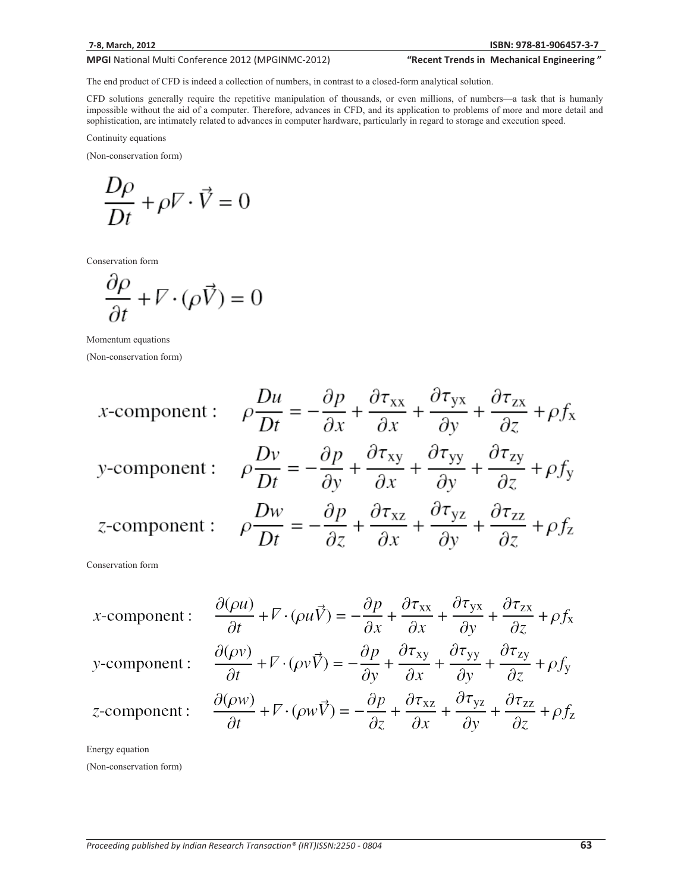The end product of CFD is indeed a collection of numbers, in contrast to a closed-form analytical solution.

CFD solutions generally require the repetitive manipulation of thousands, or even millions, of numbers—a task that is humanly impossible without the aid of a computer. Therefore, advances in CFD, and its application to problems of more and more detail and sophistication, are intimately related to advances in computer hardware, particularly in regard to storage and execution speed.

Continuity equations

(Non-conservation form)

$$\frac{D\rho}{Dt} + \rho \nabla \cdot \vec{V} = 0$$

Conservation form

$$\frac{\partial \rho}{\partial t} + \nabla \cdot (\rho \vec{V}) = 0$$

Momentum equations

(Non-conservation form)

$$x\text{-component}: \quad \rho \frac{Du}{Dt} = -\frac{\partial p}{\partial x} + \frac{\partial \tau_{xx}}{\partial x} + \frac{\partial \tau_{yx}}{\partial y} + \frac{\partial \tau_{zx}}{\partial z} + \rho f_x$$

$$y\text{-component}: \quad \rho \frac{Dv}{Dt} = -\frac{\partial p}{\partial y} + \frac{\partial \tau_{xy}}{\partial x} + \frac{\partial \tau_{yy}}{\partial y} + \frac{\partial \tau_{zy}}{\partial z} + \rho f_y$$

$$z\text{-component}: \quad \rho \frac{Dw}{Dt} = -\frac{\partial p}{\partial z} + \frac{\partial \tau_{xz}}{\partial x} + \frac{\partial \tau_{yz}}{\partial y} + \frac{\partial \tau_{zz}}{\partial z} + \rho f_z$$

Conservation form

$$x\text{-component}: \quad \frac{\partial (\rho u)}{\partial t} + \nabla \cdot (\rho u \vec{V}) = -\frac{\partial p}{\partial x} + \frac{\partial \tau_{xx}}{\partial x} + \frac{\partial \tau_{yx}}{\partial y} + \frac{\partial \tau_{zx}}{\partial z} + \rho f_x$$

$$y\text{-component}: \quad \frac{\partial (\rho v)}{\partial t} + \nabla \cdot (\rho v \vec{V}) = -\frac{\partial p}{\partial y} + \frac{\partial \tau_{xy}}{\partial x} + \frac{\partial \tau_{yy}}{\partial y} + \frac{\partial \tau_{zy}}{\partial z} + \rho f_y$$

$$z\text{-component}: \quad \frac{\partial (\rho w)}{\partial t} + \nabla \cdot (\rho w \vec{V}) = -\frac{\partial p}{\partial z} + \frac{\partial \tau_{xz}}{\partial x} + \frac{\partial \tau_{yz}}{\partial y} + \frac{\partial \tau_{zz}}{\partial z} + \rho f_z$$

Energy equation

(Non-conservation form)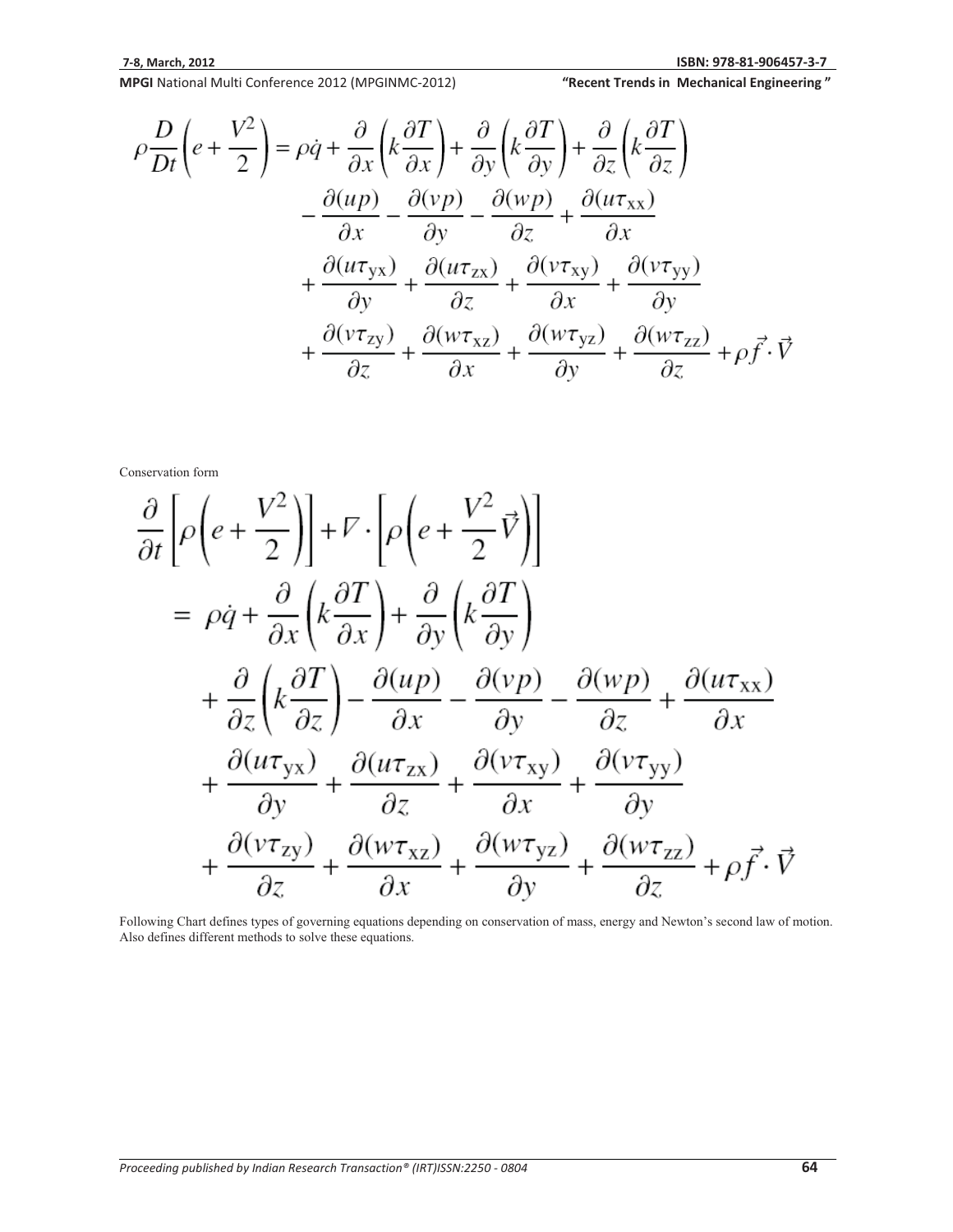$$\rho \frac{D}{Dt}\left(e + \frac{V^2}{2}\right) = \rho \dot{q} + \frac{\partial}{\partial x}\left(k\frac{\partial T}{\partial x}\right) + \frac{\partial}{\partial y}\left(k\frac{\partial T}{\partial y}\right) + \frac{\partial}{\partial z}\left(k\frac{\partial T}{\partial z}\right)$$
$$- \frac{\partial(up)}{\partial x} - \frac{\partial(vp)}{\partial y} - \frac{\partial(wp)}{\partial z} + \frac{\partial(u\tau_{xx})}{\partial x}$$
$$+ \frac{\partial(u\tau_{yx})}{\partial y} + \frac{\partial(u\tau_{zx})}{\partial z} + \frac{\partial(v\tau_{xy})}{\partial x} + \frac{\partial(v\tau_{yy})}{\partial y}$$
$$+ \frac{\partial(v\tau_{zy})}{\partial z} + \frac{\partial(w\tau_{xz})}{\partial x} + \frac{\partial(w\tau_{yz})}{\partial y} + \frac{\partial(w\tau_{zz})}{\partial z} + \rho \vec{f} \cdot \vec{V}$$

Conservation form

$$\frac{\partial}{\partial t}\left[\rho\left(e + \frac{V^2}{2}\right)\right] + \nabla \cdot \left[\rho\left(e + \frac{V^2}{2}\vec{V}\right)\right]$$
$$= \rho \dot{q} + \frac{\partial}{\partial x}\left(k\frac{\partial T}{\partial x}\right) + \frac{\partial}{\partial y}\left(k\frac{\partial T}{\partial y}\right)$$
$$+ \frac{\partial}{\partial z}\left(k\frac{\partial T}{\partial z}\right) - \frac{\partial(up)}{\partial x} - \frac{\partial(vp)}{\partial y} - \frac{\partial(wp)}{\partial z} + \frac{\partial(u\tau_{xx})}{\partial x}$$
$$+ \frac{\partial(u\tau_{yx})}{\partial y} + \frac{\partial(u\tau_{zx})}{\partial z} + \frac{\partial(v\tau_{xy})}{\partial x} + \frac{\partial(v\tau_{yy})}{\partial y}$$
$$+ \frac{\partial(v\tau_{zy})}{\partial z} + \frac{\partial(w\tau_{xz})}{\partial x} + \frac{\partial(w\tau_{yz})}{\partial y} + \frac{\partial(w\tau_{zz})}{\partial z} + \rho \vec{f} \cdot \vec{V}$$

Following Chart defines types of governing equations depending on conservation of mass, energy and Newton's second law of motion. Also defines different methods to solve these equations.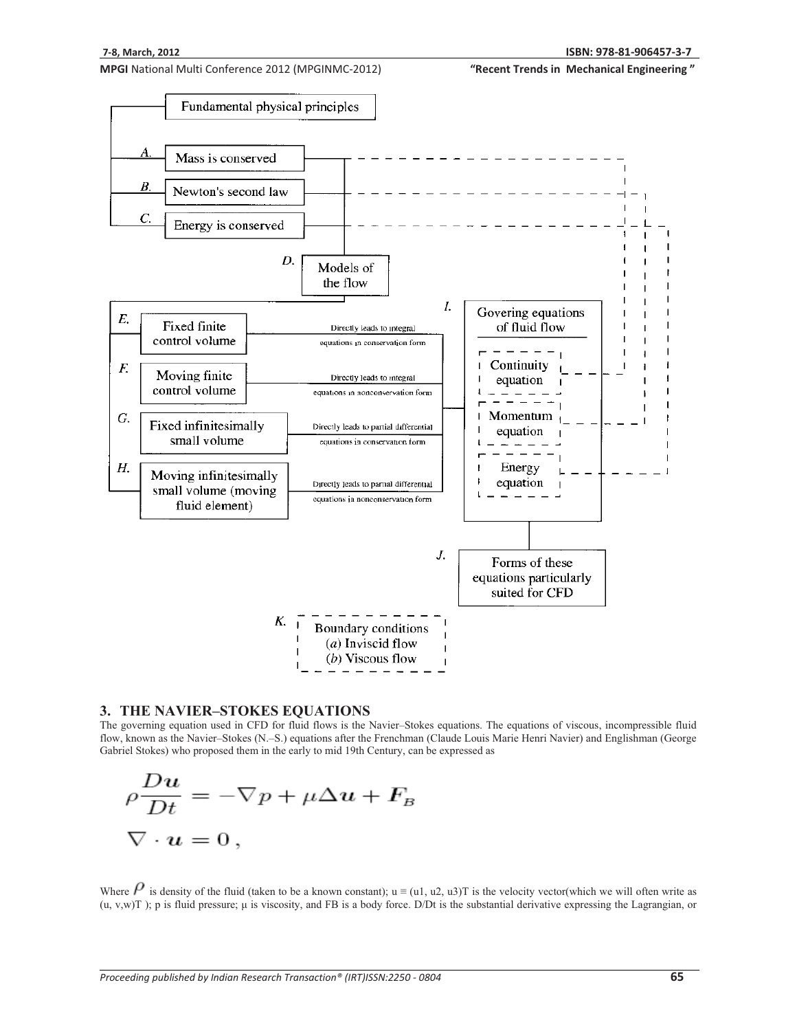Fundamental physical principles

A. Mass is conserved

B. Newton's second law

C. Energy is conserved

D. Models of the flow

E. Fixed finite control volume — Directly leads to integral equations in conservation form

F. Moving finite control volume — Directly leads to integral equations in nonconservation form

G. Fixed infinitesimally small volume — Directly leads to partial differential equations in conservation form

H. Moving infinitesimally small volume (moving fluid element) — Directly leads to partial differential equations in nonconservation form

I. Govering equations of fluid flow
- Continuity equation
- Momentum equation
- Energy equation

J. Forms of these equations particularly suited for CFD

K. Boundary conditions
(*a*) Inviscid flow
(*b*) Viscous flow

## 3. THE NAVIER–STOKES EQUATIONS

The governing equation used in CFD for fluid flows is the Navier–Stokes equations. The equations of viscous, incompressible fluid flow, known as the Navier–Stokes (N.–S.) equations after the Frenchman (Claude Louis Marie Henri Navier) and Englishman (George Gabriel Stokes) who proposed them in the early to mid 19th Century, can be expressed as

$$\rho \frac{D\boldsymbol{u}}{Dt} = -\nabla p + \mu \Delta \boldsymbol{u} + \boldsymbol{F}_B$$

$$\nabla \cdot \boldsymbol{u} = 0 \,,$$

Where $\rho$ is density of the fluid (taken to be a known constant); $u \equiv (u1, u2, u3)^T$ is the velocity vector(which we will often write as $(u, v, w)^T$ ); p is fluid pressure; μ is viscosity, and FB is a body force. D/Dt is the substantial derivative expressing the Lagrangian, or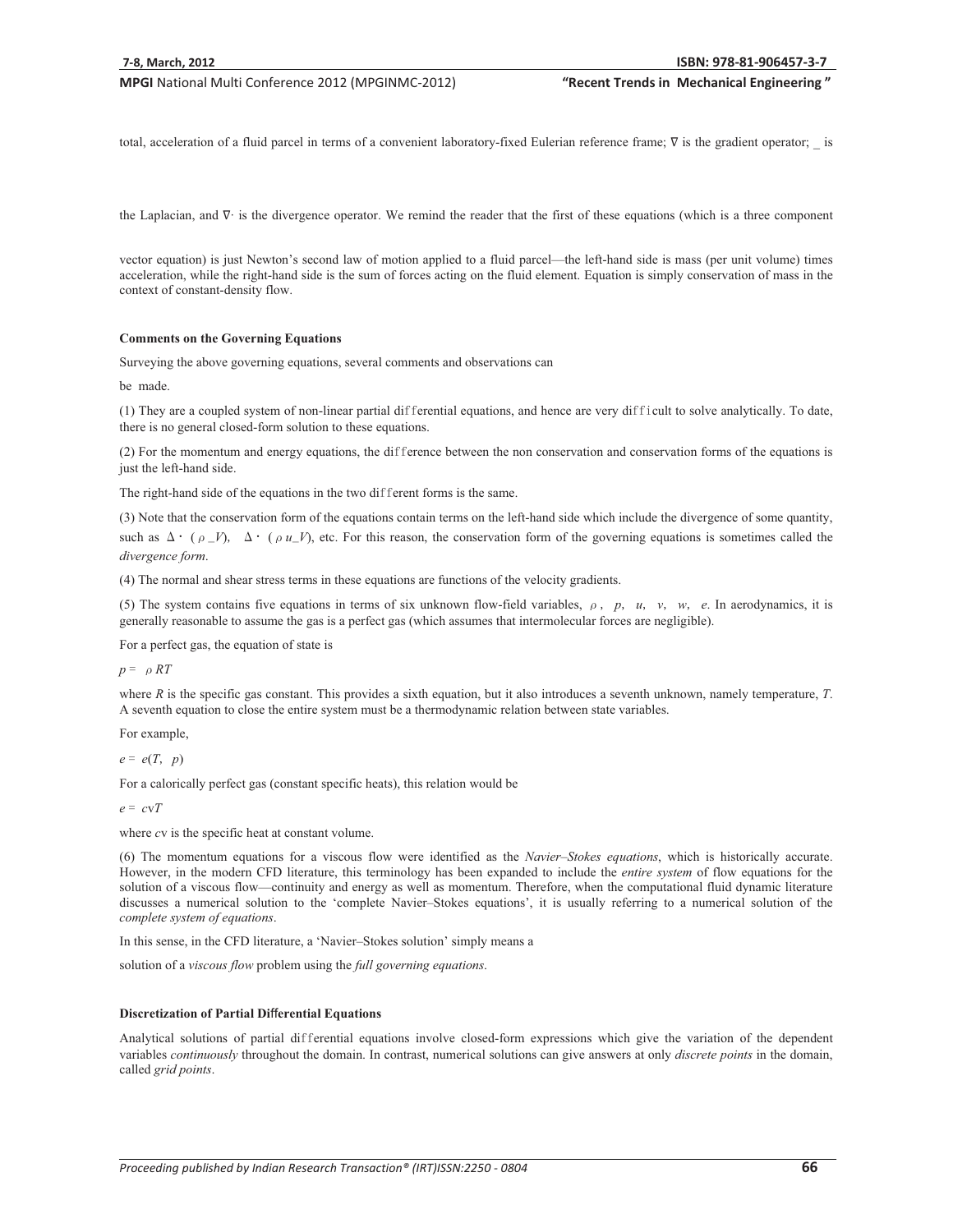total, acceleration of a fluid parcel in terms of a convenient laboratory-fixed Eulerian reference frame; ∇ is the gradient operator; _ is

the Laplacian, and ∇· is the divergence operator. We remind the reader that the first of these equations (which is a three component

vector equation) is just Newton's second law of motion applied to a fluid parcel—the left-hand side is mass (per unit volume) times acceleration, while the right-hand side is the sum of forces acting on the fluid element. Equation is simply conservation of mass in the context of constant-density flow.

**Comments on the Governing Equations**

Surveying the above governing equations, several comments and observations can

be made.

(1) They are a coupled system of non-linear partial differential equations, and hence are very difficult to solve analytically. To date, there is no general closed-form solution to these equations.

(2) For the momentum and energy equations, the difference between the non conservation and conservation forms of the equations is just the left-hand side.

The right-hand side of the equations in the two different forms is the same.

(3) Note that the conservation form of the equations contain terms on the left-hand side which include the divergence of some quantity, such as $\Delta \cdot (\rho \_V)$, $\Delta \cdot (\rho u\_V)$, etc. For this reason, the conservation form of the governing equations is sometimes called the *divergence form*.

(4) The normal and shear stress terms in these equations are functions of the velocity gradients.

(5) The system contains five equations in terms of six unknown flow-field variables, $\rho$, $p$, $u$, $v$, $w$, $e$. In aerodynamics, it is generally reasonable to assume the gas is a perfect gas (which assumes that intermolecular forces are negligible).

For a perfect gas, the equation of state is

$p = \rho RT$

where $R$ is the specific gas constant. This provides a sixth equation, but it also introduces a seventh unknown, namely temperature, $T$. A seventh equation to close the entire system must be a thermodynamic relation between state variables.

For example,

$e = e(T, p)$

For a calorically perfect gas (constant specific heats), this relation would be

$e = c_v T$

where $c_v$ is the specific heat at constant volume.

(6) The momentum equations for a viscous flow were identified as the *Navier–Stokes equations*, which is historically accurate. However, in the modern CFD literature, this terminology has been expanded to include the *entire system* of flow equations for the solution of a viscous flow—continuity and energy as well as momentum. Therefore, when the computational fluid dynamic literature discusses a numerical solution to the 'complete Navier–Stokes equations', it is usually referring to a numerical solution of the *complete system of equations*.

In this sense, in the CFD literature, a 'Navier–Stokes solution' simply means a

solution of a *viscous flow* problem using the *full governing equations*.

**Discretization of Partial Differential Equations**

Analytical solutions of partial differential equations involve closed-form expressions which give the variation of the dependent variables *continuously* throughout the domain. In contrast, numerical solutions can give answers at only *discrete points* in the domain, called *grid points*.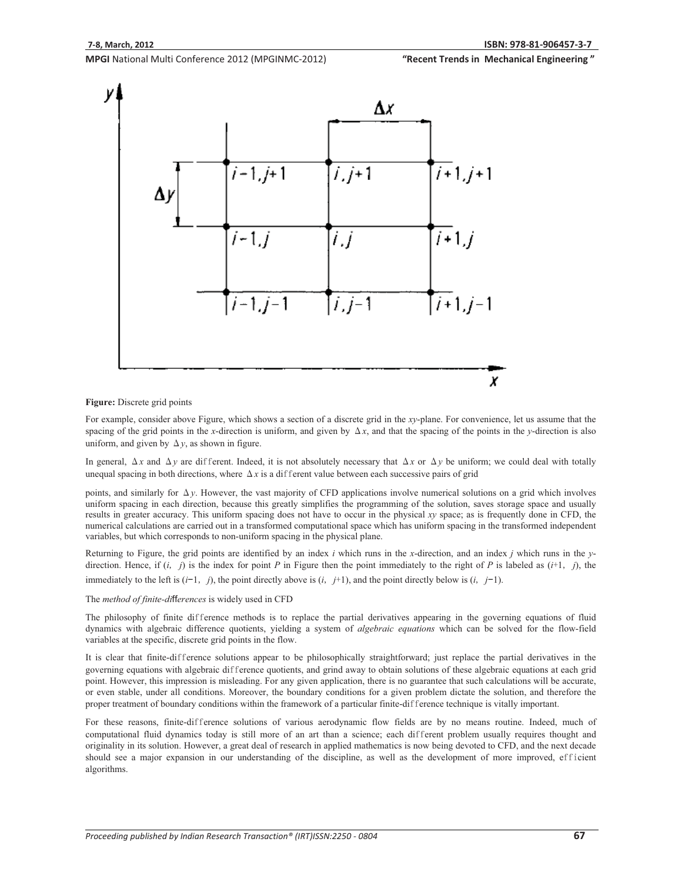**Figure:** Discrete grid points

For example, consider above Figure, which shows a section of a discrete grid in the *xy*-plane. For convenience, let us assume that the spacing of the grid points in the *x*-direction is uniform, and given by $\Delta x$, and that the spacing of the points in the *y*-direction is also uniform, and given by $\Delta y$, as shown in figure.

In general, $\Delta x$ and $\Delta y$ are different. Indeed, it is not absolutely necessary that $\Delta x$ or $\Delta y$ be uniform; we could deal with totally unequal spacing in both directions, where $\Delta x$ is a different value between each successive pairs of grid points, and similarly for $\Delta y$. However, the vast majority of CFD applications involve numerical solutions on a grid which involves uniform spacing in each direction, because this greatly simplifies the programming of the solution, saves storage space and usually results in greater accuracy. This uniform spacing does not have to occur in the physical *xy* space; as is frequently done in CFD, the numerical calculations are carried out in a transformed computational space which has uniform spacing in the transformed independent variables, but which corresponds to non-uniform spacing in the physical plane.

Returning to Figure, the grid points are identified by an index *i* which runs in the *x*-direction, and an index *j* which runs in the *y*-direction. Hence, if $(i, j)$ is the index for point *P* in Figure then the point immediately to the right of *P* is labeled as $(i+1, j)$, the immediately to the left is $(i-1, j)$, the point directly above is $(i, j+1)$, and the point directly below is $(i, j-1)$.

The *method of finite-differences* is widely used in CFD

The philosophy of finite difference methods is to replace the partial derivatives appearing in the governing equations of fluid dynamics with algebraic difference quotients, yielding a system of *algebraic equations* which can be solved for the flow-field variables at the specific, discrete grid points in the flow.

It is clear that finite-difference solutions appear to be philosophically straightforward; just replace the partial derivatives in the governing equations with algebraic difference quotients, and grind away to obtain solutions of these algebraic equations at each grid point. However, this impression is misleading. For any given application, there is no guarantee that such calculations will be accurate, or even stable, under all conditions. Moreover, the boundary conditions for a given problem dictate the solution, and therefore the proper treatment of boundary conditions within the framework of a particular finite-difference technique is vitally important.

For these reasons, finite-difference solutions of various aerodynamic flow fields are by no means routine. Indeed, much of computational fluid dynamics today is still more of an art than a science; each different problem usually requires thought and originality in its solution. However, a great deal of research in applied mathematics is now being devoted to CFD, and the next decade should see a major expansion in our understanding of the discipline, as well as the development of more improved, efficient algorithms.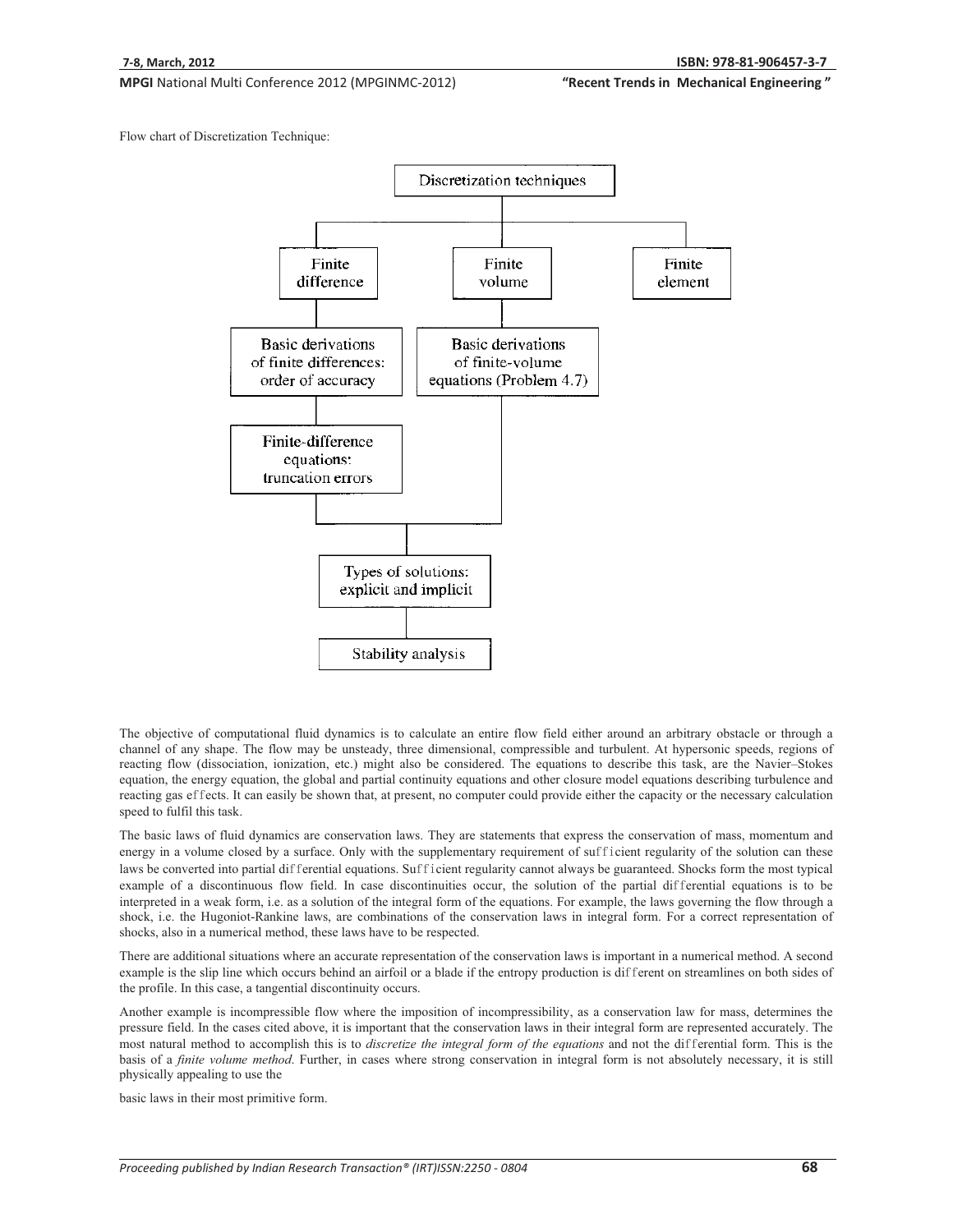Flow chart of Discretization Technique:

Discretization techniques

- Finite difference
  - Basic derivations of finite differences: order of accuracy
  - Finite-difference equations: truncation errors
- Finite volume
  - Basic derivations of finite-volume equations (Problem 4.7)
- Finite element

Types of solutions: explicit and implicit

Stability analysis

The objective of computational fluid dynamics is to calculate an entire flow field either around an arbitrary obstacle or through a channel of any shape. The flow may be unsteady, three dimensional, compressible and turbulent. At hypersonic speeds, regions of reacting flow (dissociation, ionization, etc.) might also be considered. The equations to describe this task, are the Navier–Stokes equation, the energy equation, the global and partial continuity equations and other closure model equations describing turbulence and reacting gas effects. It can easily be shown that, at present, no computer could provide either the capacity or the necessary calculation speed to fulfil this task.

The basic laws of fluid dynamics are conservation laws. They are statements that express the conservation of mass, momentum and energy in a volume closed by a surface. Only with the supplementary requirement of sufficient regularity of the solution can these laws be converted into partial differential equations. Sufficient regularity cannot always be guaranteed. Shocks form the most typical example of a discontinuous flow field. In case discontinuities occur, the solution of the partial differential equations is to be interpreted in a weak form, i.e. as a solution of the integral form of the equations. For example, the laws governing the flow through a shock, i.e. the Hugoniot-Rankine laws, are combinations of the conservation laws in integral form. For a correct representation of shocks, also in a numerical method, these laws have to be respected.

There are additional situations where an accurate representation of the conservation laws is important in a numerical method. A second example is the slip line which occurs behind an airfoil or a blade if the entropy production is different on streamlines on both sides of the profile. In this case, a tangential discontinuity occurs.

Another example is incompressible flow where the imposition of incompressibility, as a conservation law for mass, determines the pressure field. In the cases cited above, it is important that the conservation laws in their integral form are represented accurately. The most natural method to accomplish this is to *discretize the integral form of the equations* and not the differential form. This is the basis of a *finite volume method*. Further, in cases where strong conservation in integral form is not absolutely necessary, it is still physically appealing to use the

basic laws in their most primitive form.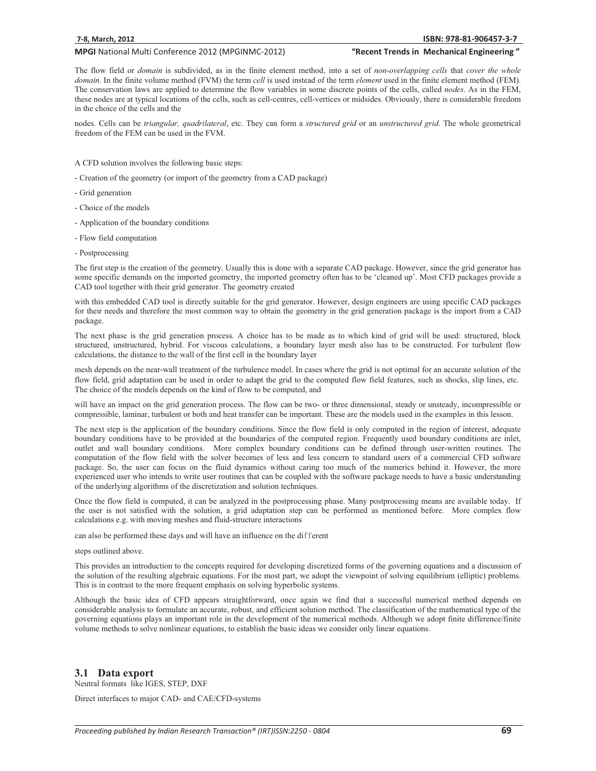The flow field or *domain* is subdivided, as in the finite element method, into a set of *non-overlapping cells* that *cover the whole domain*. In the finite volume method (FVM) the term *cell* is used instead of the term *element* used in the finite element method (FEM). The conservation laws are applied to determine the flow variables in some discrete points of the cells, called *nodes*. As in the FEM, these nodes are at typical locations of the cells, such as cell-centres, cell-vertices or midsides. Obviously, there is considerable freedom in the choice of the cells and the

nodes. Cells can be *triangular, quadrilateral*, etc. They can form a *structured grid* or an *unstructured grid*. The whole geometrical freedom of the FEM can be used in the FVM.

A CFD solution involves the following basic steps:

- Creation of the geometry (or import of the geometry from a CAD package)
- Grid generation
- Choice of the models
- Application of the boundary conditions
- Flow field computation
- Postprocessing

The first step is the creation of the geometry. Usually this is done with a separate CAD package. However, since the grid generator has some specific demands on the imported geometry, the imported geometry often has to be 'cleaned up'. Most CFD packages provide a CAD tool together with their grid generator. The geometry created

with this embedded CAD tool is directly suitable for the grid generator. However, design engineers are using specific CAD packages for their needs and therefore the most common way to obtain the geometry in the grid generation package is the import from a CAD package.

The next phase is the grid generation process. A choice has to be made as to which kind of grid will be used: structured, block structured, unstructured, hybrid. For viscous calculations, a boundary layer mesh also has to be constructed. For turbulent flow calculations, the distance to the wall of the first cell in the boundary layer

mesh depends on the near-wall treatment of the turbulence model. In cases where the grid is not optimal for an accurate solution of the flow field, grid adaptation can be used in order to adapt the grid to the computed flow field features, such as shocks, slip lines, etc. The choice of the models depends on the kind of flow to be computed, and

will have an impact on the grid generation process. The flow can be two- or three dimensional, steady or unsteady, incompressible or compressible, laminar, turbulent or both and heat transfer can be important. These are the models used in the examples in this lesson.

The next step is the application of the boundary conditions. Since the flow field is only computed in the region of interest, adequate boundary conditions have to be provided at the boundaries of the computed region. Frequently used boundary conditions are inlet, outlet and wall boundary conditions. More complex boundary conditions can be defined through user-written routines. The computation of the flow field with the solver becomes of less and less concern to standard users of a commercial CFD software package. So, the user can focus on the fluid dynamics without caring too much of the numerics behind it. However, the more experienced user who intends to write user routines that can be coupled with the software package needs to have a basic understanding of the underlying algorithms of the discretization and solution techniques.

Once the flow field is computed, it can be analyzed in the postprocessing phase. Many postprocessing means are available today. If the user is not satisfied with the solution, a grid adaptation step can be performed as mentioned before. More complex flow calculations e.g. with moving meshes and fluid-structure interactions

can also be performed these days and will have an influence on the different

steps outlined above.

This provides an introduction to the concepts required for developing discretized forms of the governing equations and a discussion of the solution of the resulting algebraic equations. For the most part, we adopt the viewpoint of solving equilibrium (elliptic) problems. This is in contrast to the more frequent emphasis on solving hyperbolic systems.

Although the basic idea of CFD appears straightforward, once again we find that a successful numerical method depends on considerable analysis to formulate an accurate, robust, and efficient solution method. The classification of the mathematical type of the governing equations plays an important role in the development of the numerical methods. Although we adopt finite difference/finite volume methods to solve nonlinear equations, to establish the basic ideas we consider only linear equations.

## 3.1 Data export

Neutral formats like IGES, STEP, DXF

Direct interfaces to major CAD- and CAE/CFD-systems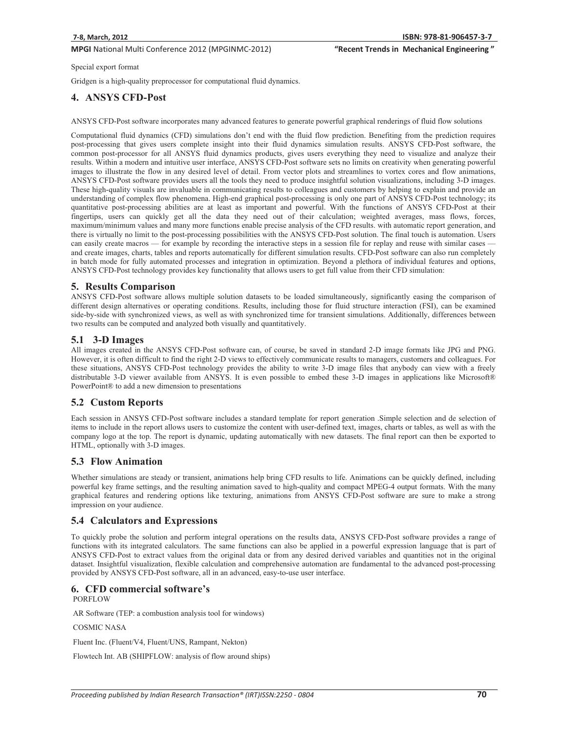Special export format

Gridgen is a high-quality preprocessor for computational fluid dynamics.

## 4. ANSYS CFD-Post

ANSYS CFD-Post software incorporates many advanced features to generate powerful graphical renderings of fluid flow solutions

Computational fluid dynamics (CFD) simulations don't end with the fluid flow prediction. Benefiting from the prediction requires post-processing that gives users complete insight into their fluid dynamics simulation results. ANSYS CFD-Post software, the common post-processor for all ANSYS fluid dynamics products, gives users everything they need to visualize and analyze their results. Within a modern and intuitive user interface, ANSYS CFD-Post software sets no limits on creativity when generating powerful images to illustrate the flow in any desired level of detail. From vector plots and streamlines to vortex cores and flow animations, ANSYS CFD-Post software provides users all the tools they need to produce insightful solution visualizations, including 3-D images. These high-quality visuals are invaluable in communicating results to colleagues and customers by helping to explain and provide an understanding of complex flow phenomena. High-end graphical post-processing is only one part of ANSYS CFD-Post technology; its quantitative post-processing abilities are at least as important and powerful. With the functions of ANSYS CFD-Post at their fingertips, users can quickly get all the data they need out of their calculation; weighted averages, mass flows, forces, maximum/minimum values and many more functions enable precise analysis of the CFD results. with automatic report generation, and there is virtually no limit to the post-processing possibilities with the ANSYS CFD-Post solution. The final touch is automation. Users can easily create macros — for example by recording the interactive steps in a session file for replay and reuse with similar cases — and create images, charts, tables and reports automatically for different simulation results. CFD-Post software can also run completely in batch mode for fully automated processes and integration in optimization. Beyond a plethora of individual features and options, ANSYS CFD-Post technology provides key functionality that allows users to get full value from their CFD simulation:

## 5. Results Comparison

ANSYS CFD-Post software allows multiple solution datasets to be loaded simultaneously, significantly easing the comparison of different design alternatives or operating conditions. Results, including those for fluid structure interaction (FSI), can be examined side-by-side with synchronized views, as well as with synchronized time for transient simulations. Additionally, differences between two results can be computed and analyzed both visually and quantitatively.

### 5.1 3-D Images

All images created in the ANSYS CFD-Post software can, of course, be saved in standard 2-D image formats like JPG and PNG. However, it is often difficult to find the right 2-D views to effectively communicate results to managers, customers and colleagues. For these situations, ANSYS CFD-Post technology provides the ability to write 3-D image files that anybody can view with a freely distributable 3-D viewer available from ANSYS. It is even possible to embed these 3-D images in applications like Microsoft® PowerPoint® to add a new dimension to presentations

### 5.2 Custom Reports

Each session in ANSYS CFD-Post software includes a standard template for report generation .Simple selection and de selection of items to include in the report allows users to customize the content with user-defined text, images, charts or tables, as well as with the company logo at the top. The report is dynamic, updating automatically with new datasets. The final report can then be exported to HTML, optionally with 3-D images.

### 5.3 Flow Animation

Whether simulations are steady or transient, animations help bring CFD results to life. Animations can be quickly defined, including powerful key frame settings, and the resulting animation saved to high-quality and compact MPEG-4 output formats. With the many graphical features and rendering options like texturing, animations from ANSYS CFD-Post software are sure to make a strong impression on your audience.

### 5.4 Calculators and Expressions

To quickly probe the solution and perform integral operations on the results data, ANSYS CFD-Post software provides a range of functions with its integrated calculators. The same functions can also be applied in a powerful expression language that is part of ANSYS CFD-Post to extract values from the original data or from any desired derived variables and quantities not in the original dataset. Insightful visualization, flexible calculation and comprehensive automation are fundamental to the advanced post-processing provided by ANSYS CFD-Post software, all in an advanced, easy-to-use user interface.

## 6. CFD commercial software's

PORFLOW

AR Software (TEP: a combustion analysis tool for windows)

COSMIC NASA

Fluent Inc. (Fluent/V4, Fluent/UNS, Rampant, Nekton)

Flowtech Int. AB (SHIPFLOW: analysis of flow around ships)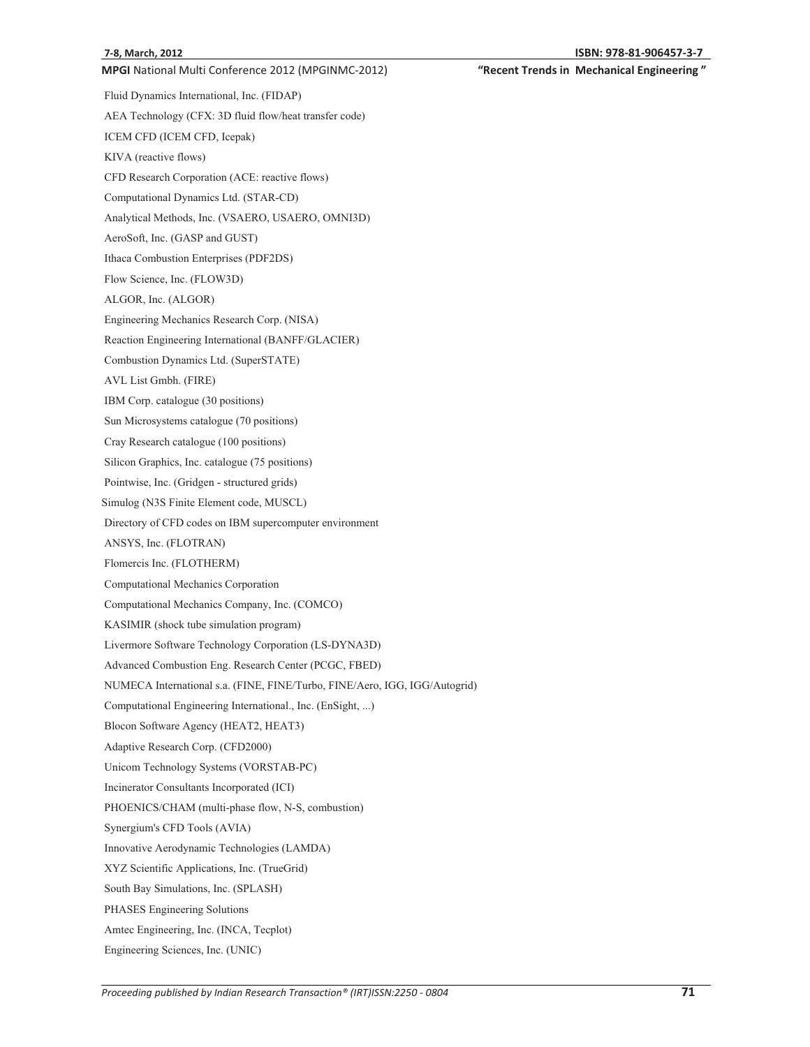Fluid Dynamics International, Inc. (FIDAP)

AEA Technology (CFX: 3D fluid flow/heat transfer code)

ICEM CFD (ICEM CFD, Icepak)

KIVA (reactive flows)

CFD Research Corporation (ACE: reactive flows)

Computational Dynamics Ltd. (STAR-CD)

Analytical Methods, Inc. (VSAERO, USAERO, OMNI3D)

AeroSoft, Inc. (GASP and GUST)

Ithaca Combustion Enterprises (PDF2DS)

Flow Science, Inc. (FLOW3D)

ALGOR, Inc. (ALGOR)

Engineering Mechanics Research Corp. (NISA)

Reaction Engineering International (BANFF/GLACIER)

Combustion Dynamics Ltd. (SuperSTATE)

AVL List Gmbh. (FIRE)

IBM Corp. catalogue (30 positions)

Sun Microsystems catalogue (70 positions)

Cray Research catalogue (100 positions)

Silicon Graphics, Inc. catalogue (75 positions)

Pointwise, Inc. (Gridgen - structured grids)

Simulog (N3S Finite Element code, MUSCL)

Directory of CFD codes on IBM supercomputer environment

ANSYS, Inc. (FLOTRAN)

Flomercis Inc. (FLOTHERM)

Computational Mechanics Corporation

Computational Mechanics Company, Inc. (COMCO)

KASIMIR (shock tube simulation program)

Livermore Software Technology Corporation (LS-DYNA3D)

Advanced Combustion Eng. Research Center (PCGC, FBED)

NUMECA International s.a. (FINE, FINE/Turbo, FINE/Aero, IGG, IGG/Autogrid)

Computational Engineering International., Inc. (EnSight, ...)

Blocon Software Agency (HEAT2, HEAT3)

Adaptive Research Corp. (CFD2000)

Unicom Technology Systems (VORSTAB-PC)

Incinerator Consultants Incorporated (ICI)

PHOENICS/CHAM (multi-phase flow, N-S, combustion)

Synergium's CFD Tools (AVIA)

Innovative Aerodynamic Technologies (LAMDA)

XYZ Scientific Applications, Inc. (TrueGrid)

South Bay Simulations, Inc. (SPLASH)

PHASES Engineering Solutions

Amtec Engineering, Inc. (INCA, Tecplot)

Engineering Sciences, Inc. (UNIC)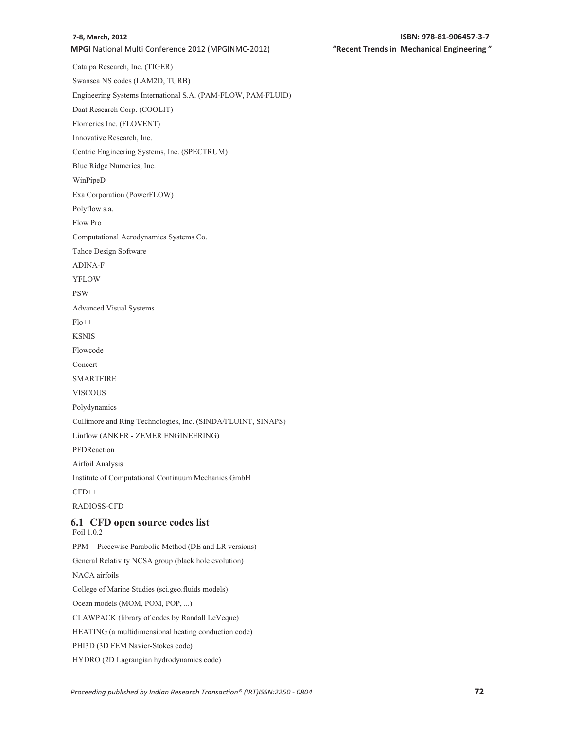Catalpa Research, Inc. (TIGER)

Swansea NS codes (LAM2D, TURB)

Engineering Systems International S.A. (PAM-FLOW, PAM-FLUID)

Daat Research Corp. (COOLIT)

Flomerics Inc. (FLOVENT)

Innovative Research, Inc.

Centric Engineering Systems, Inc. (SPECTRUM)

Blue Ridge Numerics, Inc.

WinPipeD

Exa Corporation (PowerFLOW)

Polyflow s.a.

Flow Pro

Computational Aerodynamics Systems Co.

Tahoe Design Software

ADINA-F

YFLOW

PSW

Advanced Visual Systems

Flo++

KSNIS

Flowcode

Concert

SMARTFIRE

VISCOUS

Polydynamics

Cullimore and Ring Technologies, Inc. (SINDA/FLUINT, SINAPS)

Linflow (ANKER - ZEMER ENGINEERING)

PFDReaction

Airfoil Analysis

Institute of Computational Continuum Mechanics GmbH

CFD++

RADIOSS-CFD

## 6.1 CFD open source codes list

Foil 1.0.2

PPM -- Piecewise Parabolic Method (DE and LR versions)

General Relativity NCSA group (black hole evolution)

NACA airfoils

College of Marine Studies (sci.geo.fluids models)

Ocean models (MOM, POM, POP, ...)

CLAWPACK (library of codes by Randall LeVeque)

HEATING (a multidimensional heating conduction code)

PHI3D (3D FEM Navier-Stokes code)

HYDRO (2D Lagrangian hydrodynamics code)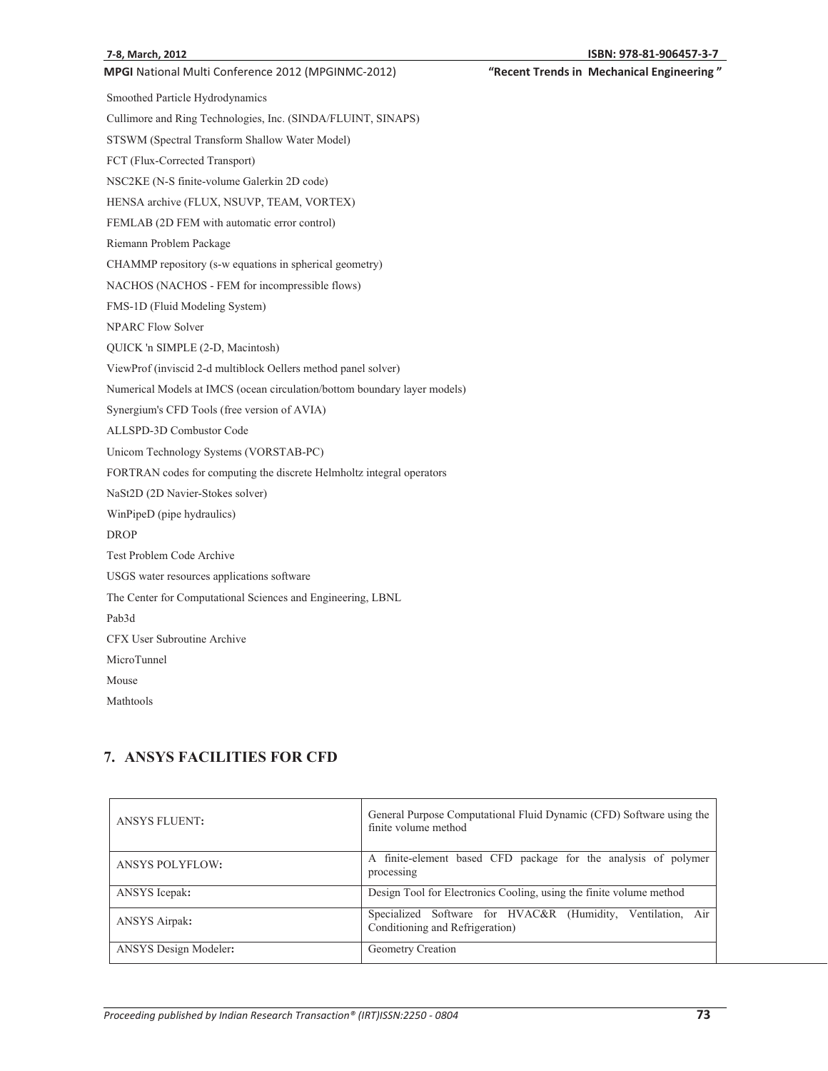Smoothed Particle Hydrodynamics

Cullimore and Ring Technologies, Inc. (SINDA/FLUINT, SINAPS)

STSWM (Spectral Transform Shallow Water Model)

FCT (Flux-Corrected Transport)

NSC2KE (N-S finite-volume Galerkin 2D code)

HENSA archive (FLUX, NSUVP, TEAM, VORTEX)

FEMLAB (2D FEM with automatic error control)

Riemann Problem Package

CHAMMP repository (s-w equations in spherical geometry)

NACHOS (NACHOS - FEM for incompressible flows)

FMS-1D (Fluid Modeling System)

NPARC Flow Solver

QUICK 'n SIMPLE (2-D, Macintosh)

ViewProf (inviscid 2-d multiblock Oellers method panel solver)

Numerical Models at IMCS (ocean circulation/bottom boundary layer models)

Synergium's CFD Tools (free version of AVIA)

ALLSPD-3D Combustor Code

Unicom Technology Systems (VORSTAB-PC)

FORTRAN codes for computing the discrete Helmholtz integral operators

NaSt2D (2D Navier-Stokes solver)

WinPipeD (pipe hydraulics)

DROP

Test Problem Code Archive

USGS water resources applications software

The Center for Computational Sciences and Engineering, LBNL

Pab3d

CFX User Subroutine Archive

MicroTunnel

Mouse

Mathtools

## 7. ANSYS FACILITIES FOR CFD

| | |
|---|---|
| ANSYS FLUENT**:** | General Purpose Computational Fluid Dynamic (CFD) Software using the finite volume method |
| ANSYS POLYFLOW**:** | A finite-element based CFD package for the analysis of polymer processing |
| ANSYS Icepak**:** | Design Tool for Electronics Cooling, using the finite volume method |
| ANSYS Airpak**:** | Specialized Software for HVAC&R (Humidity, Ventilation, Air Conditioning and Refrigeration) |
| ANSYS Design Modeler**:** | Geometry Creation |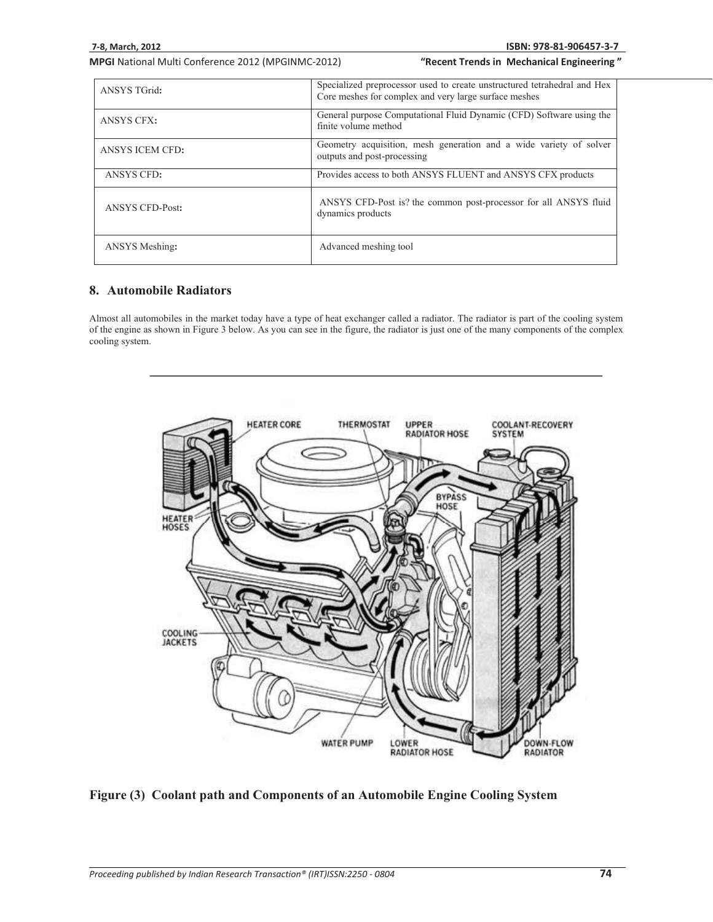| | |
|---|---|
| ANSYS TGrid: | Specialized preprocessor used to create unstructured tetrahedral and Hex Core meshes for complex and very large surface meshes |
| ANSYS CFX: | General purpose Computational Fluid Dynamic (CFD) Software using the finite volume method |
| ANSYS ICEM CFD: | Geometry acquisition, mesh generation and a wide variety of solver outputs and post-processing |
| ANSYS CFD: | Provides access to both ANSYS FLUENT and ANSYS CFX products |
| ANSYS CFD-Post: | ANSYS CFD-Post is? the common post-processor for all ANSYS fluid dynamics products |
| ANSYS Meshing: | Advanced meshing tool |

## 8. Automobile Radiators

Almost all automobiles in the market today have a type of heat exchanger called a radiator. The radiator is part of the cooling system of the engine as shown in Figure 3 below. As you can see in the figure, the radiator is just one of the many components of the complex cooling system.

**Figure (3) Coolant path and Components of an Automobile Engine Cooling System**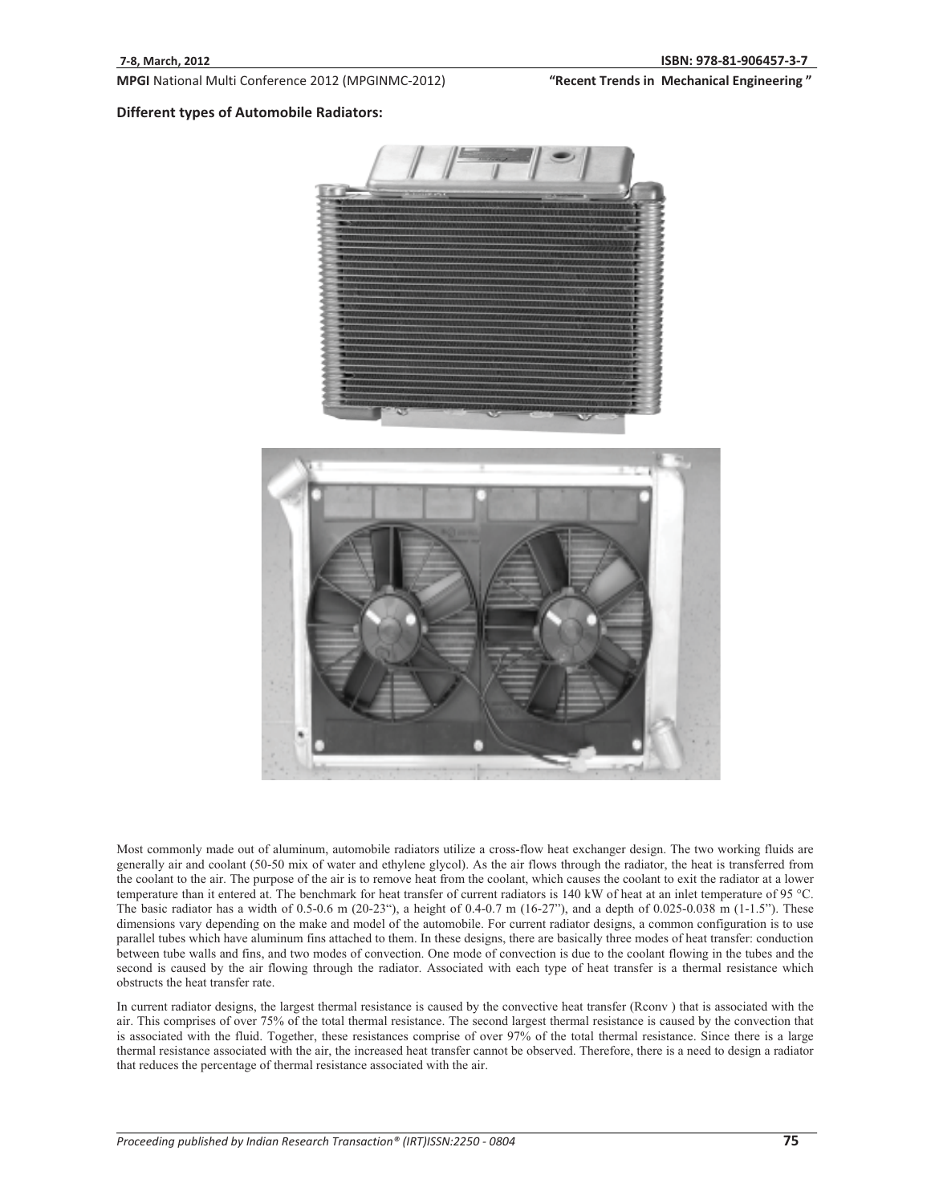**Different types of Automobile Radiators:**

Most commonly made out of aluminum, automobile radiators utilize a cross-flow heat exchanger design. The two working fluids are generally air and coolant (50-50 mix of water and ethylene glycol). As the air flows through the radiator, the heat is transferred from the coolant to the air. The purpose of the air is to remove heat from the coolant, which causes the coolant to exit the radiator at a lower temperature than it entered at. The benchmark for heat transfer of current radiators is 140 kW of heat at an inlet temperature of 95 °C. The basic radiator has a width of 0.5-0.6 m (20-23"), a height of 0.4-0.7 m (16-27"), and a depth of 0.025-0.038 m (1-1.5"). These dimensions vary depending on the make and model of the automobile. For current radiator designs, a common configuration is to use parallel tubes which have aluminum fins attached to them. In these designs, there are basically three modes of heat transfer: conduction between tube walls and fins, and two modes of convection. One mode of convection is due to the coolant flowing in the tubes and the second is caused by the air flowing through the radiator. Associated with each type of heat transfer is a thermal resistance which obstructs the heat transfer rate.

In current radiator designs, the largest thermal resistance is caused by the convective heat transfer (Rconv ) that is associated with the air. This comprises of over 75% of the total thermal resistance. The second largest thermal resistance is caused by the convection that is associated with the fluid. Together, these resistances comprise of over 97% of the total thermal resistance. Since there is a large thermal resistance associated with the air, the increased heat transfer cannot be observed. Therefore, there is a need to design a radiator that reduces the percentage of thermal resistance associated with the air.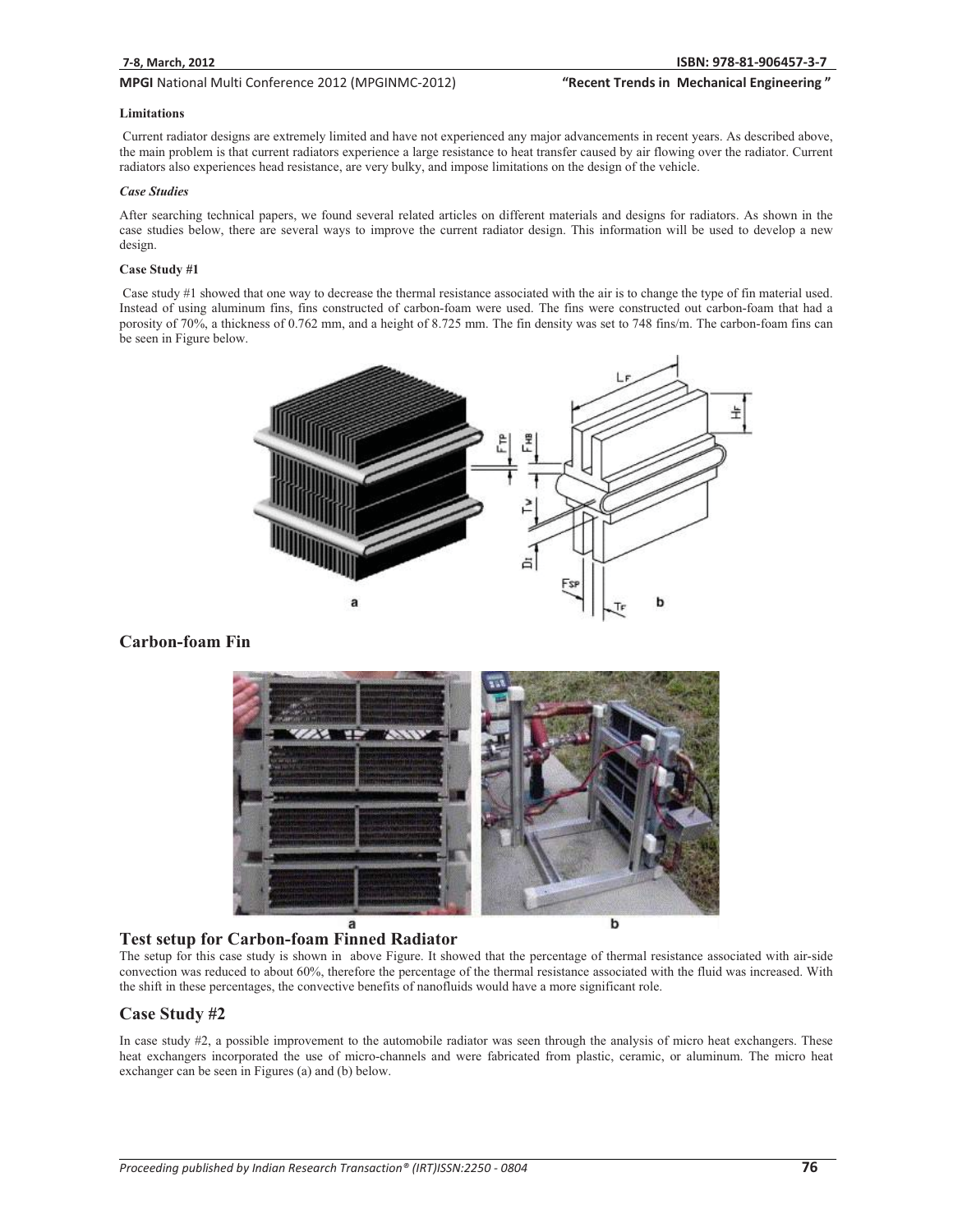#### Limitations

Current radiator designs are extremely limited and have not experienced any major advancements in recent years. As described above, the main problem is that current radiators experience a large resistance to heat transfer caused by air flowing over the radiator. Current radiators also experiences head resistance, are very bulky, and impose limitations on the design of the vehicle.

#### *Case Studies*

After searching technical papers, we found several related articles on different materials and designs for radiators. As shown in the case studies below, there are several ways to improve the current radiator design. This information will be used to develop a new design.

#### Case Study #1

Case study #1 showed that one way to decrease the thermal resistance associated with the air is to change the type of fin material used. Instead of using aluminum fins, fins constructed of carbon-foam were used. The fins were constructed out carbon-foam that had a porosity of 70%, a thickness of 0.762 mm, and a height of 8.725 mm. The fin density was set to 748 fins/m. The carbon-foam fins can be seen in Figure below.

## Carbon-foam Fin

## Test setup for Carbon-foam Finned Radiator

The setup for this case study is shown in above Figure. It showed that the percentage of thermal resistance associated with air-side convection was reduced to about 60%, therefore the percentage of the thermal resistance associated with the fluid was increased. With the shift in these percentages, the convective benefits of nanofluids would have a more significant role.

## Case Study #2

In case study #2, a possible improvement to the automobile radiator was seen through the analysis of micro heat exchangers. These heat exchangers incorporated the use of micro-channels and were fabricated from plastic, ceramic, or aluminum. The micro heat exchanger can be seen in Figures (a) and (b) below.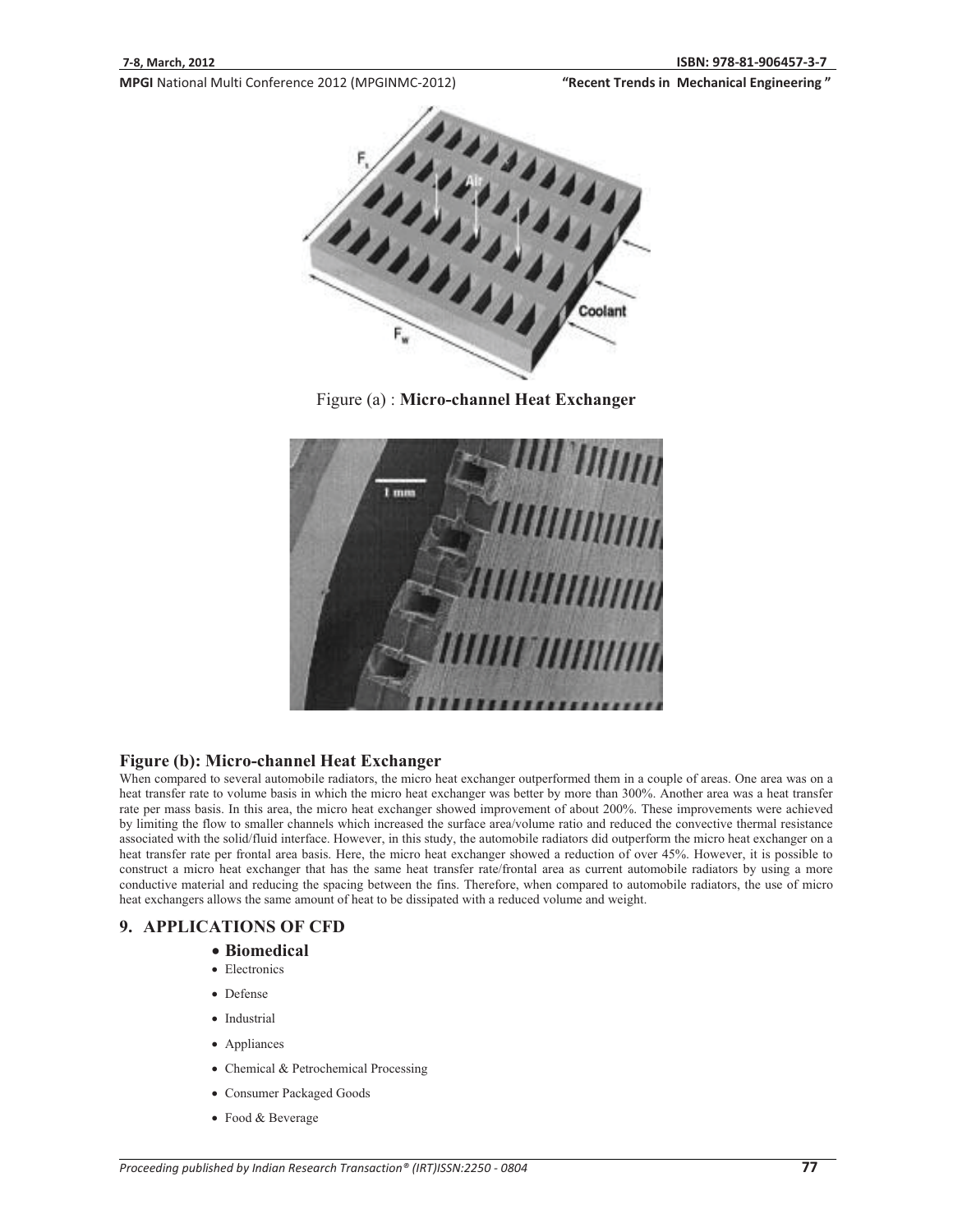Figure (a) : **Micro-channel Heat Exchanger**

### Figure (b): Micro-channel Heat Exchanger

When compared to several automobile radiators, the micro heat exchanger outperformed them in a couple of areas. One area was on a heat transfer rate to volume basis in which the micro heat exchanger was better by more than 300%. Another area was a heat transfer rate per mass basis. In this area, the micro heat exchanger showed improvement of about 200%. These improvements were achieved by limiting the flow to smaller channels which increased the surface area/volume ratio and reduced the convective thermal resistance associated with the solid/fluid interface. However, in this study, the automobile radiators did outperform the micro heat exchanger on a heat transfer rate per frontal area basis. Here, the micro heat exchanger showed a reduction of over 45%. However, it is possible to construct a micro heat exchanger that has the same heat transfer rate/frontal area as current automobile radiators by using a more conductive material and reducing the spacing between the fins. Therefore, when compared to automobile radiators, the use of micro heat exchangers allows the same amount of heat to be dissipated with a reduced volume and weight.

## 9. APPLICATIONS OF CFD

- **Biomedical**
- Electronics
- Defense
- Industrial
- Appliances
- Chemical & Petrochemical Processing
- Consumer Packaged Goods
- Food & Beverage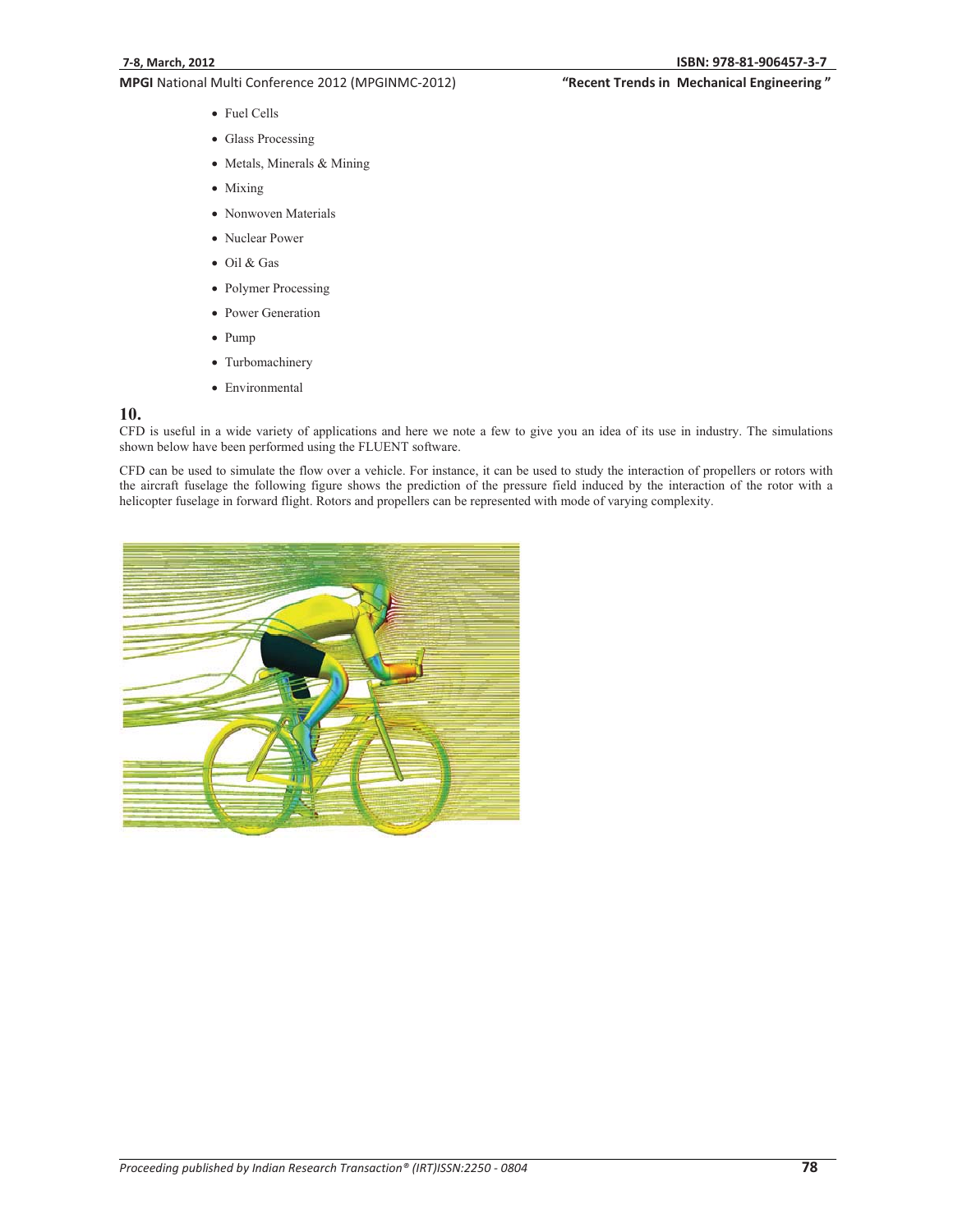- Fuel Cells
- Glass Processing
- Metals, Minerals & Mining
- Mixing
- Nonwoven Materials
- Nuclear Power
- Oil & Gas
- Polymer Processing
- Power Generation
- Pump
- Turbomachinery
- Environmental

## 10.

CFD is useful in a wide variety of applications and here we note a few to give you an idea of its use in industry. The simulations shown below have been performed using the FLUENT software.

CFD can be used to simulate the flow over a vehicle. For instance, it can be used to study the interaction of propellers or rotors with the aircraft fuselage the following figure shows the prediction of the pressure field induced by the interaction of the rotor with a helicopter fuselage in forward flight. Rotors and propellers can be represented with mode of varying complexity.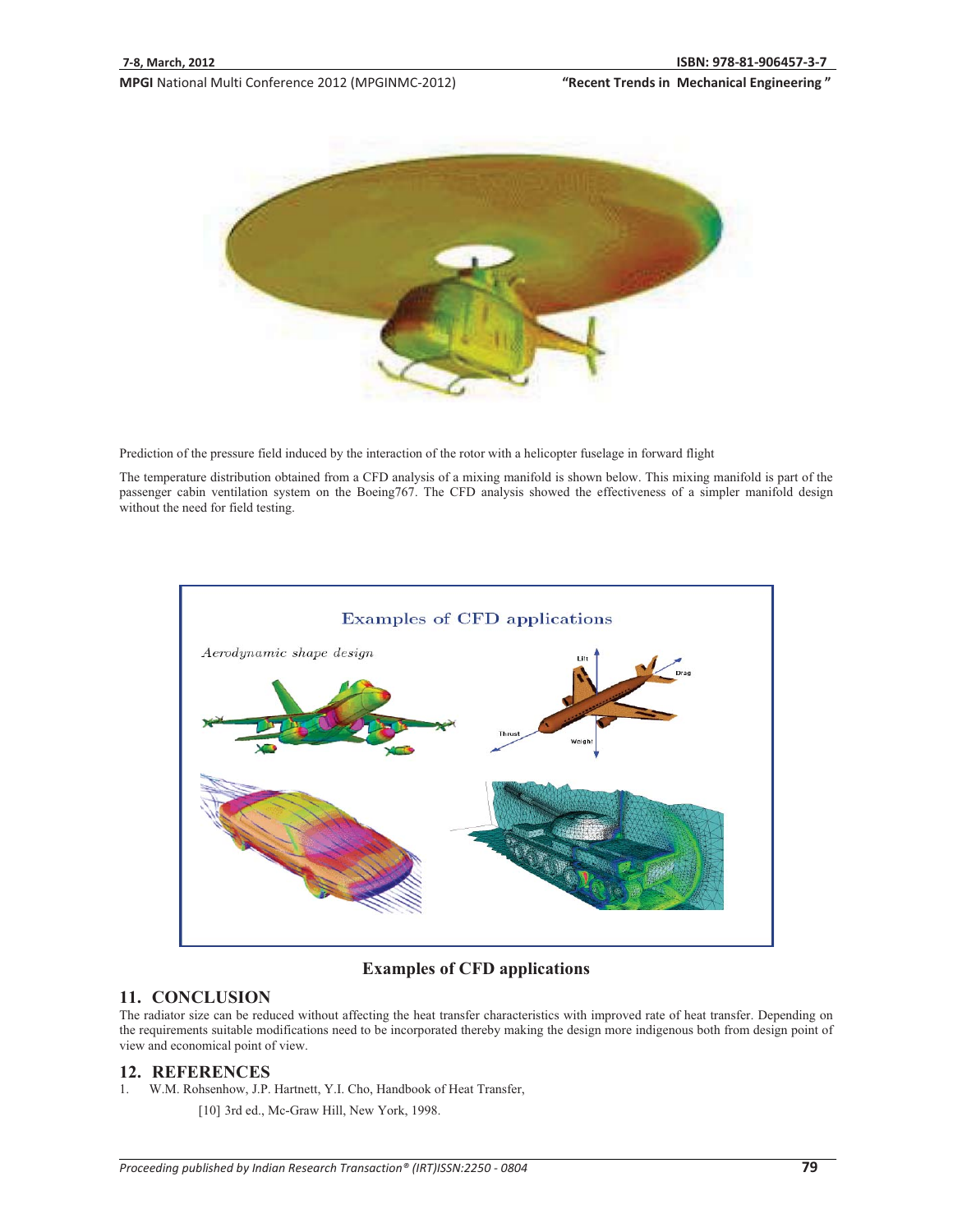Prediction of the pressure field induced by the interaction of the rotor with a helicopter fuselage in forward flight

The temperature distribution obtained from a CFD analysis of a mixing manifold is shown below. This mixing manifold is part of the passenger cabin ventilation system on the Boeing767. The CFD analysis showed the effectiveness of a simpler manifold design without the need for field testing.

**Examples of CFD applications**

## 11. CONCLUSION

The radiator size can be reduced without affecting the heat transfer characteristics with improved rate of heat transfer. Depending on the requirements suitable modifications need to be incorporated thereby making the design more indigenous both from design point of view and economical point of view.

## 12. REFERENCES

1. W.M. Rohsenhow, J.P. Hartnett, Y.I. Cho, Handbook of Heat Transfer,

   [10] 3rd ed., Mc-Graw Hill, New York, 1998.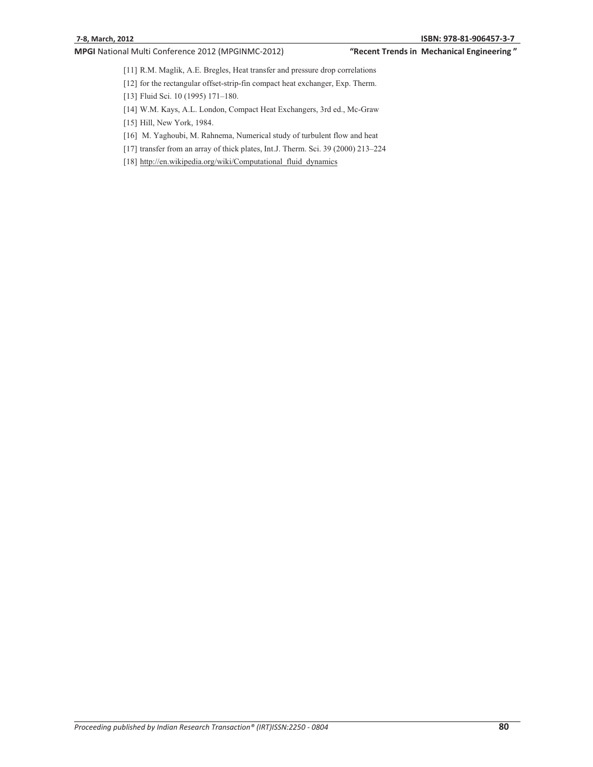[11] R.M. Maglik, A.E. Bregles, Heat transfer and pressure drop correlations

[12] for the rectangular offset-strip-fin compact heat exchanger, Exp. Therm.

[13] Fluid Sci. 10 (1995) 171–180.

[14] W.M. Kays, A.L. London, Compact Heat Exchangers, 3rd ed., Mc-Graw

[15] Hill, New York, 1984.

[16] M. Yaghoubi, M. Rahnema, Numerical study of turbulent flow and heat

[17] transfer from an array of thick plates, Int.J. Therm. Sci. 39 (2000) 213–224

[18] http://en.wikipedia.org/wiki/Computational_fluid_dynamics